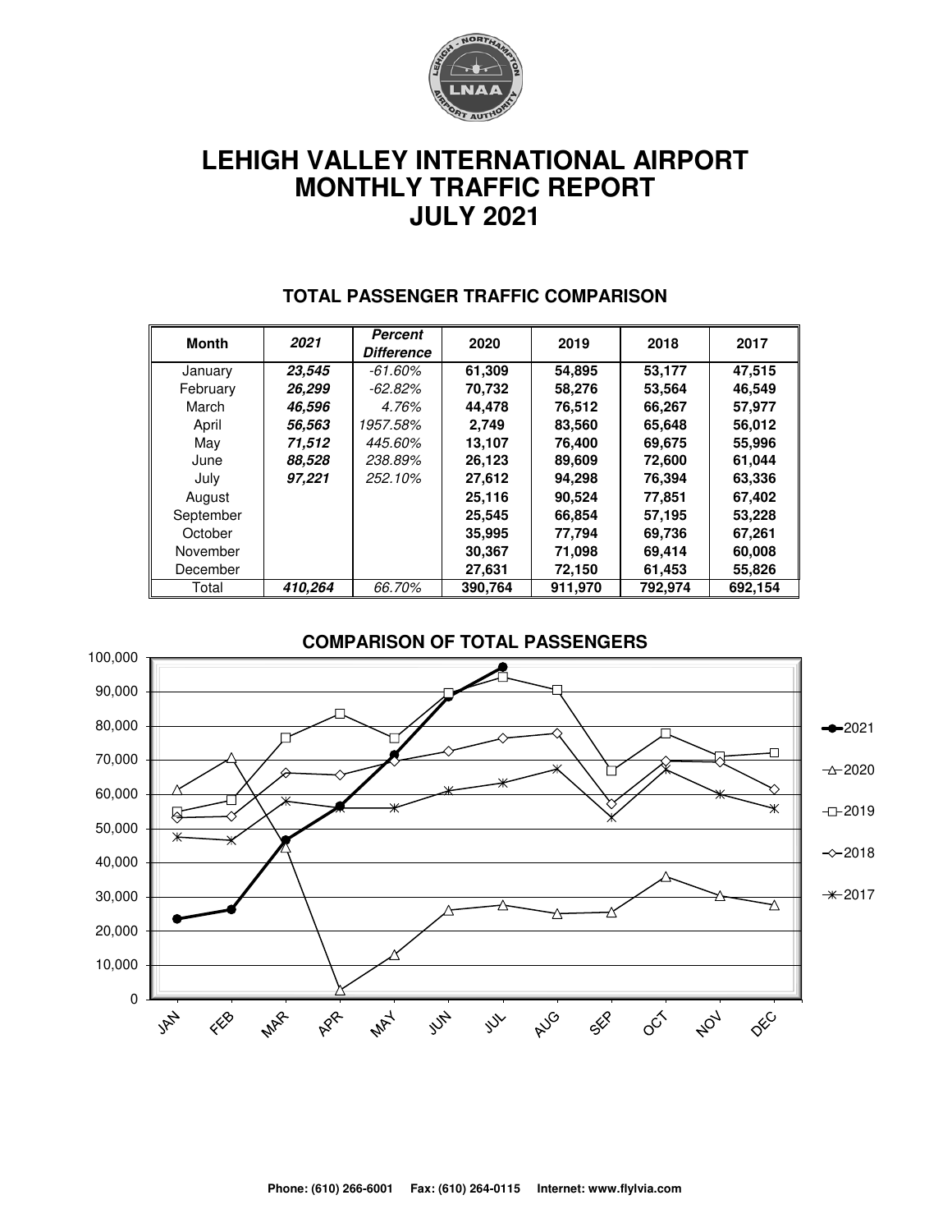# LEHIGH VALLEY INTERNATIONAL AIRPORT
# MONTHLY TRAFFIC REPORT
# JULY 2021

## TOTAL PASSENGER TRAFFIC COMPARISON

| Month | *2021* | *Percent Difference* | 2020 | 2019 | 2018 | 2017 |
|---|---|---|---|---|---|---|
| January | ***23,545*** | *-61.60%* | **61,309** | **54,895** | **53,177** | **47,515** |
| February | ***26,299*** | *-62.82%* | **70,732** | **58,276** | **53,564** | **46,549** |
| March | ***46,596*** | *4.76%* | **44,478** | **76,512** | **66,267** | **57,977** |
| April | ***56,563*** | *1957.58%* | **2,749** | **83,560** | **65,648** | **56,012** |
| May | ***71,512*** | *445.60%* | **13,107** | **76,400** | **69,675** | **55,996** |
| June | ***88,528*** | *238.89%* | **26,123** | **89,609** | **72,600** | **61,044** |
| July | ***97,221*** | *252.10%* | **27,612** | **94,298** | **76,394** | **63,336** |
| August | | | **25,116** | **90,524** | **77,851** | **67,402** |
| September | | | **25,545** | **66,854** | **57,195** | **53,228** |
| October | | | **35,995** | **77,794** | **69,736** | **67,261** |
| November | | | **30,367** | **71,098** | **69,414** | **60,008** |
| December | | | **27,631** | **72,150** | **61,453** | **55,826** |
| Total | ***410,264*** | *66.70%* | **390,764** | **911,970** | **792,974** | **692,154** |

## COMPARISON OF TOTAL PASSENGERS

**Phone: (610) 266-6001 Fax: (610) 264-0115 Internet: www.flylvia.com**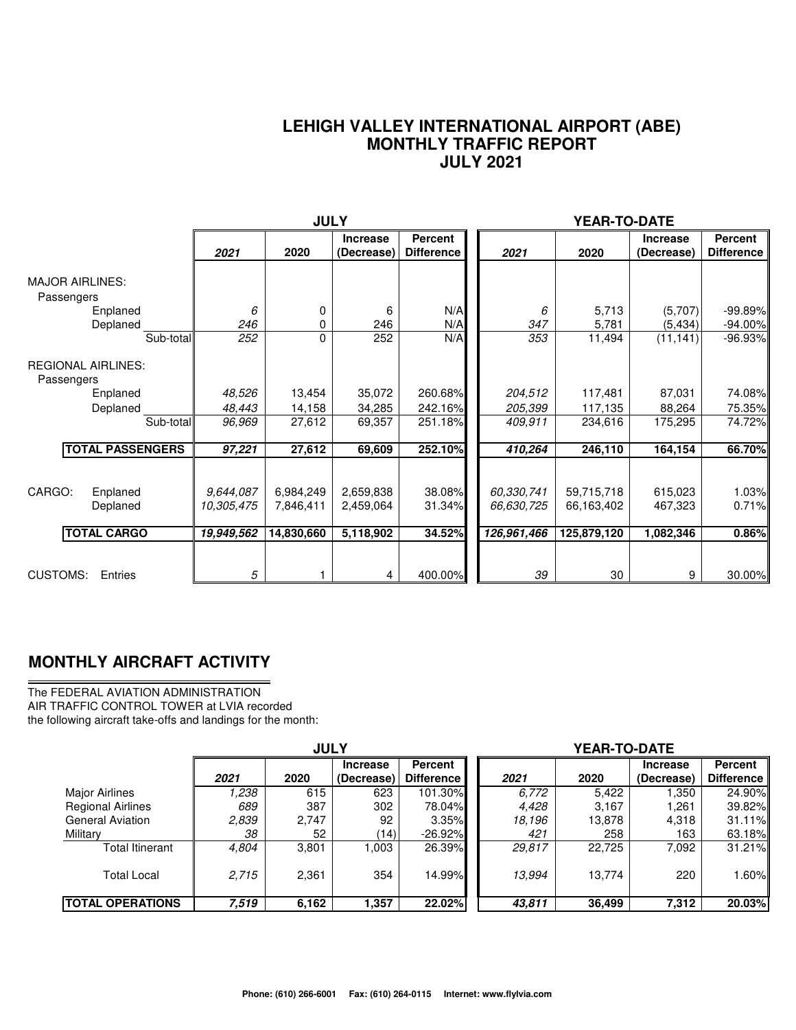# LEHIGH VALLEY INTERNATIONAL AIRPORT (ABE)
## MONTHLY TRAFFIC REPORT
## JULY 2021

| | JULY | | | | YEAR-TO-DATE | | | |
|---|---|---|---|---|---|---|---|---|
| | *2021* | 2020 | Increase (Decrease) | Percent Difference | *2021* | 2020 | Increase (Decrease) | Percent Difference |
| **MAJOR AIRLINES:** | | | | | | | | |
| Passengers | | | | | | | | |
| Enplaned | *6* | 0 | 6 | N/A | *6* | 5,713 | (5,707) | -99.89% |
| Deplaned | *246* | 0 | 246 | N/A | *347* | 5,781 | (5,434) | -94.00% |
| Sub-total | *252* | 0 | 252 | N/A | *353* | 11,494 | (11,141) | -96.93% |
| **REGIONAL AIRLINES:** | | | | | | | | |
| Passengers | | | | | | | | |
| Enplaned | *48,526* | 13,454 | 35,072 | 260.68% | *204,512* | 117,481 | 87,031 | 74.08% |
| Deplaned | *48,443* | 14,158 | 34,285 | 242.16% | *205,399* | 117,135 | 88,264 | 75.35% |
| Sub-total | *96,969* | 27,612 | 69,357 | 251.18% | *409,911* | 234,616 | 175,295 | 74.72% |
| **TOTAL PASSENGERS** | ***97,221*** | **27,612** | **69,609** | **252.10%** | ***410,264*** | **246,110** | **164,154** | **66.70%** |
| CARGO: Enplaned | *9,644,087* | 6,984,249 | 2,659,838 | 38.08% | *60,330,741* | 59,715,718 | 615,023 | 1.03% |
| CARGO: Deplaned | *10,305,475* | 7,846,411 | 2,459,064 | 31.34% | *66,630,725* | 66,163,402 | 467,323 | 0.71% |
| **TOTAL CARGO** | ***19,949,562*** | **14,830,660** | **5,118,902** | **34.52%** | ***126,961,466*** | **125,879,120** | **1,082,346** | **0.86%** |
| CUSTOMS: Entries | *5* | 1 | 4 | 400.00% | *39* | 30 | 9 | 30.00% |

## MONTHLY AIRCRAFT ACTIVITY

The FEDERAL AVIATION ADMINISTRATION
AIR TRAFFIC CONTROL TOWER at LVIA recorded
the following aircraft take-offs and landings for the month:

| | JULY | | | | YEAR-TO-DATE | | | |
|---|---|---|---|---|---|---|---|---|
| | *2021* | 2020 | Increase (Decrease) | Percent Difference | *2021* | 2020 | Increase (Decrease) | Percent Difference |
| Major Airlines | *1,238* | 615 | 623 | 101.30% | *6,772* | 5,422 | 1,350 | 24.90% |
| Regional Airlines | *689* | 387 | 302 | 78.04% | *4,428* | 3,167 | 1,261 | 39.82% |
| General Aviation | *2,839* | 2,747 | 92 | 3.35% | *18,196* | 13,878 | 4,318 | 31.11% |
| Military | *38* | 52 | (14) | -26.92% | *421* | 258 | 163 | 63.18% |
| Total Itinerant | *4,804* | 3,801 | 1,003 | 26.39% | *29,817* | 22,725 | 7,092 | 31.21% |
| Total Local | *2,715* | 2,361 | 354 | 14.99% | *13,994* | 13,774 | 220 | 1.60% |
| **TOTAL OPERATIONS** | ***7,519*** | **6,162** | **1,357** | **22.02%** | ***43,811*** | **36,499** | **7,312** | **20.03%** |

Phone: (610) 266-6001 Fax: (610) 264-0115 Internet: www.flylvia.com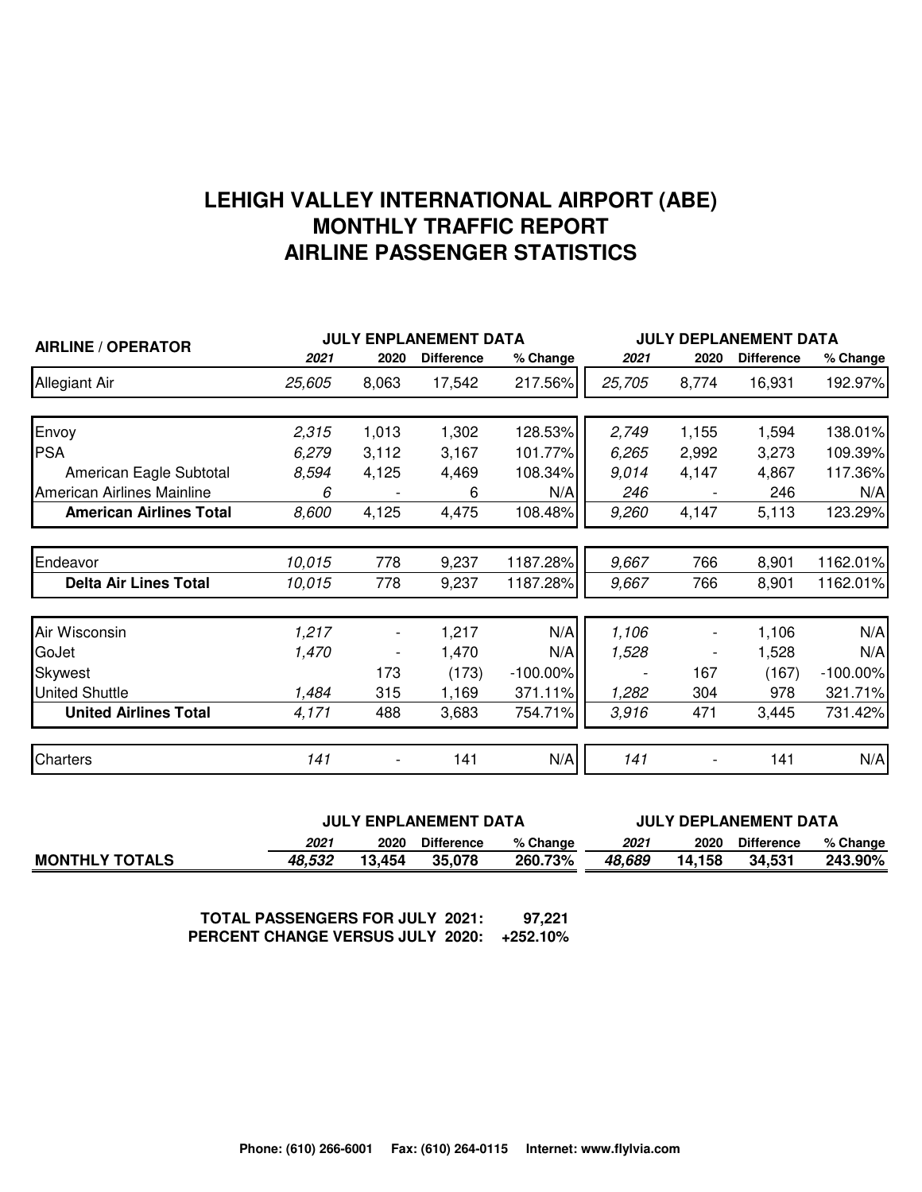# LEHIGH VALLEY INTERNATIONAL AIRPORT (ABE)
## MONTHLY TRAFFIC REPORT
## AIRLINE PASSENGER STATISTICS

| AIRLINE / OPERATOR | JULY ENPLANEMENT DATA | | | | JULY DEPLANEMENT DATA | | | |
|---|---|---|---|---|---|---|---|---|
| | *2021* | 2020 | Difference | % Change | *2021* | 2020 | Difference | % Change |
| Allegiant Air | *25,605* | 8,063 | 17,542 | 217.56% | *25,705* | 8,774 | 16,931 | 192.97% |
| Envoy | *2,315* | 1,013 | 1,302 | 128.53% | *2,749* | 1,155 | 1,594 | 138.01% |
| PSA | *6,279* | 3,112 | 3,167 | 101.77% | *6,265* | 2,992 | 3,273 | 109.39% |
| American Eagle Subtotal | *8,594* | 4,125 | 4,469 | 108.34% | *9,014* | 4,147 | 4,867 | 117.36% |
| American Airlines Mainline | *6* | - | 6 | N/A | *246* | - | 246 | N/A |
| **American Airlines Total** | *8,600* | 4,125 | 4,475 | 108.48% | *9,260* | 4,147 | 5,113 | 123.29% |
| Endeavor | *10,015* | 778 | 9,237 | 1187.28% | *9,667* | 766 | 8,901 | 1162.01% |
| **Delta Air Lines Total** | *10,015* | 778 | 9,237 | 1187.28% | *9,667* | 766 | 8,901 | 1162.01% |
| Air Wisconsin | *1,217* | - | 1,217 | N/A | *1,106* | - | 1,106 | N/A |
| GoJet | *1,470* | - | 1,470 | N/A | *1,528* | - | 1,528 | N/A |
| Skywest | | 173 | (173) | -100.00% | - | 167 | (167) | -100.00% |
| United Shuttle | *1,484* | 315 | 1,169 | 371.11% | *1,282* | 304 | 978 | 321.71% |
| **United Airlines Total** | *4,171* | 488 | 3,683 | 754.71% | *3,916* | 471 | 3,445 | 731.42% |
| Charters | *141* | - | 141 | N/A | *141* | - | 141 | N/A |

| | JULY ENPLANEMENT DATA | | | | JULY DEPLANEMENT DATA | | | |
|---|---|---|---|---|---|---|---|---|
| | *2021* | 2020 | Difference | % Change | *2021* | 2020 | Difference | % Change |
| **MONTHLY TOTALS** | ***48,532*** | **13,454** | **35,078** | **260.73%** | ***48,689*** | **14,158** | **34,531** | **243.90%** |

**TOTAL PASSENGERS FOR JULY 2021: 97,221**
**PERCENT CHANGE VERSUS JULY 2020: +252.10%**

**Phone: (610) 266-6001 Fax: (610) 264-0115 Internet: www.flylvia.com**